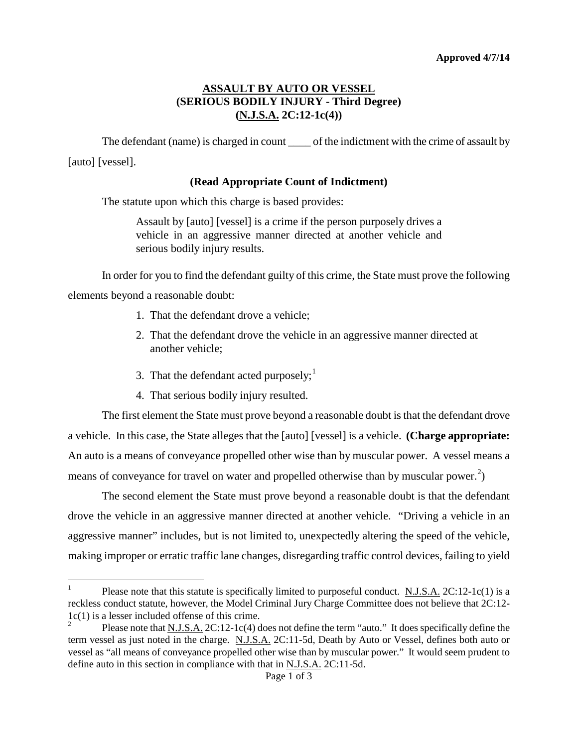**Approved 4/7/14**

# ASSAULT BY AUTO OR VESSEL
## (SERIOUS BODILY INJURY - Third Degree)
## (N.J.S.A. 2C:12-1c(4))

The defendant (name) is charged in count ____ of the indictment with the crime of assault by [auto] [vessel].

**(Read Appropriate Count of Indictment)**

The statute upon which this charge is based provides:

> Assault by [auto] [vessel] is a crime if the person purposely drives a vehicle in an aggressive manner directed at another vehicle and serious bodily injury results.

In order for you to find the defendant guilty of this crime, the State must prove the following elements beyond a reasonable doubt:

1. That the defendant drove a vehicle;
2. That the defendant drove the vehicle in an aggressive manner directed at another vehicle;
3. That the defendant acted purposely;[1]
4. That serious bodily injury resulted.

The first element the State must prove beyond a reasonable doubt is that the defendant drove a vehicle. In this case, the State alleges that the [auto] [vessel] is a vehicle. **(Charge appropriate:** An auto is a means of conveyance propelled other wise than by muscular power. A vessel means a means of conveyance for travel on water and propelled otherwise than by muscular power.[2])

The second element the State must prove beyond a reasonable doubt is that the defendant drove the vehicle in an aggressive manner directed at another vehicle. "Driving a vehicle in an aggressive manner" includes, but is not limited to, unexpectedly altering the speed of the vehicle, making improper or erratic traffic lane changes, disregarding traffic control devices, failing to yield

---

[1] Please note that this statute is specifically limited to purposeful conduct. N.J.S.A. 2C:12-1c(1) is a reckless conduct statute, however, the Model Criminal Jury Charge Committee does not believe that 2C:12-1c(1) is a lesser included offense of this crime.

[2] Please note that N.J.S.A. 2C:12-1c(4) does not define the term "auto." It does specifically define the term vessel as just noted in the charge. N.J.S.A. 2C:11-5d, Death by Auto or Vessel, defines both auto or vessel as "all means of conveyance propelled other wise than by muscular power." It would seem prudent to define auto in this section in compliance with that in N.J.S.A. 2C:11-5d.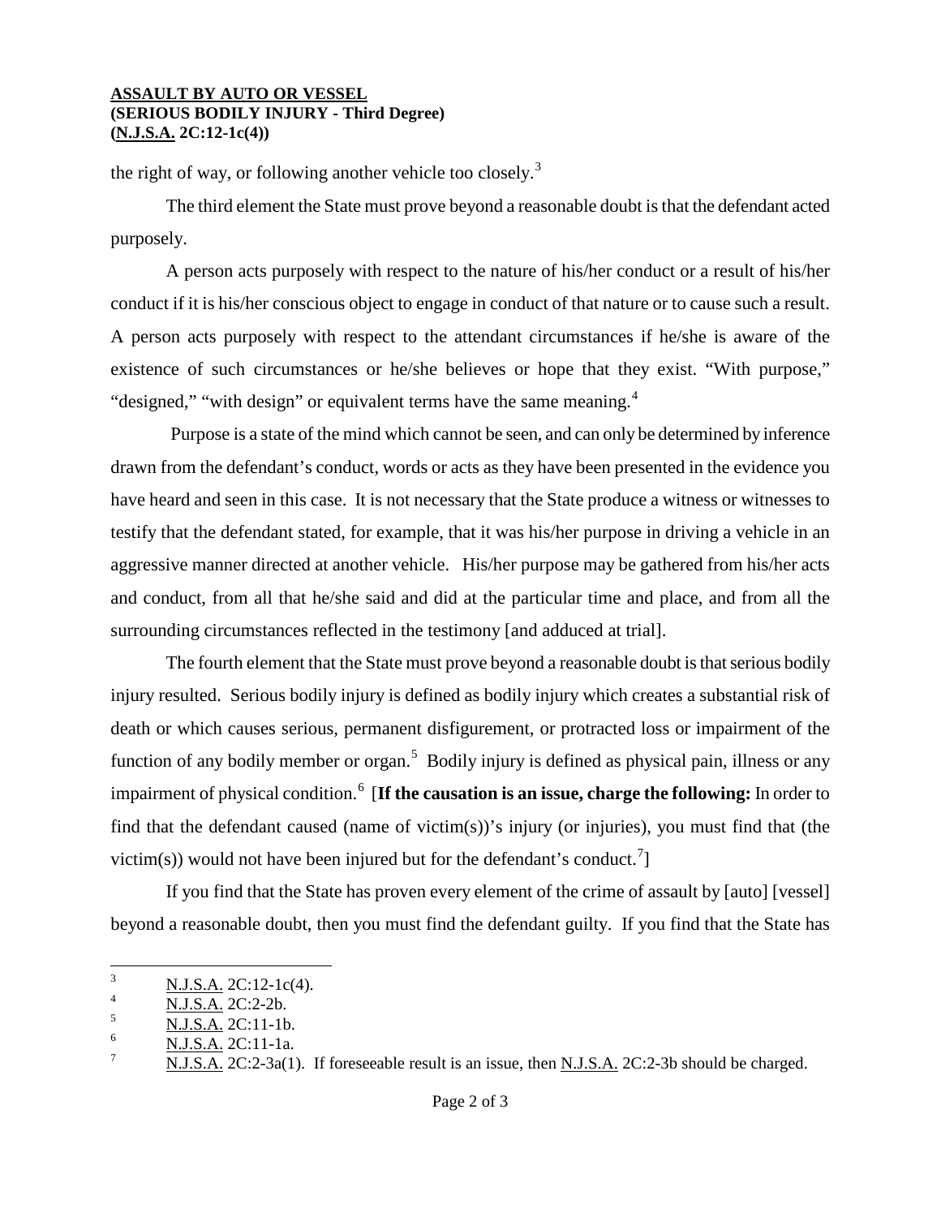the right of way, or following another vehicle too closely.[3]

The third element the State must prove beyond a reasonable doubt is that the defendant acted purposely.

A person acts purposely with respect to the nature of his/her conduct or a result of his/her conduct if it is his/her conscious object to engage in conduct of that nature or to cause such a result. A person acts purposely with respect to the attendant circumstances if he/she is aware of the existence of such circumstances or he/she believes or hope that they exist. "With purpose," "designed," "with design" or equivalent terms have the same meaning.[4]

Purpose is a state of the mind which cannot be seen, and can only be determined by inference drawn from the defendant's conduct, words or acts as they have been presented in the evidence you have heard and seen in this case. It is not necessary that the State produce a witness or witnesses to testify that the defendant stated, for example, that it was his/her purpose in driving a vehicle in an aggressive manner directed at another vehicle. His/her purpose may be gathered from his/her acts and conduct, from all that he/she said and did at the particular time and place, and from all the surrounding circumstances reflected in the testimony [and adduced at trial].

The fourth element that the State must prove beyond a reasonable doubt is that serious bodily injury resulted. Serious bodily injury is defined as bodily injury which creates a substantial risk of death or which causes serious, permanent disfigurement, or protracted loss or impairment of the function of any bodily member or organ.[5] Bodily injury is defined as physical pain, illness or any impairment of physical condition.[6] [**If the causation is an issue, charge the following:** In order to find that the defendant caused (name of victim(s))'s injury (or injuries), you must find that (the victim(s)) would not have been injured but for the defendant's conduct.[7]]

If you find that the State has proven every element of the crime of assault by [auto] [vessel] beyond a reasonable doubt, then you must find the defendant guilty. If you find that the State has

---

[3] N.J.S.A. 2C:12-1c(4).

[4] N.J.S.A. 2C:2-2b.

[5] N.J.S.A. 2C:11-1b.

[6] N.J.S.A. 2C:11-1a.

[7] N.J.S.A. 2C:2-3a(1). If foreseeable result is an issue, then N.J.S.A. 2C:2-3b should be charged.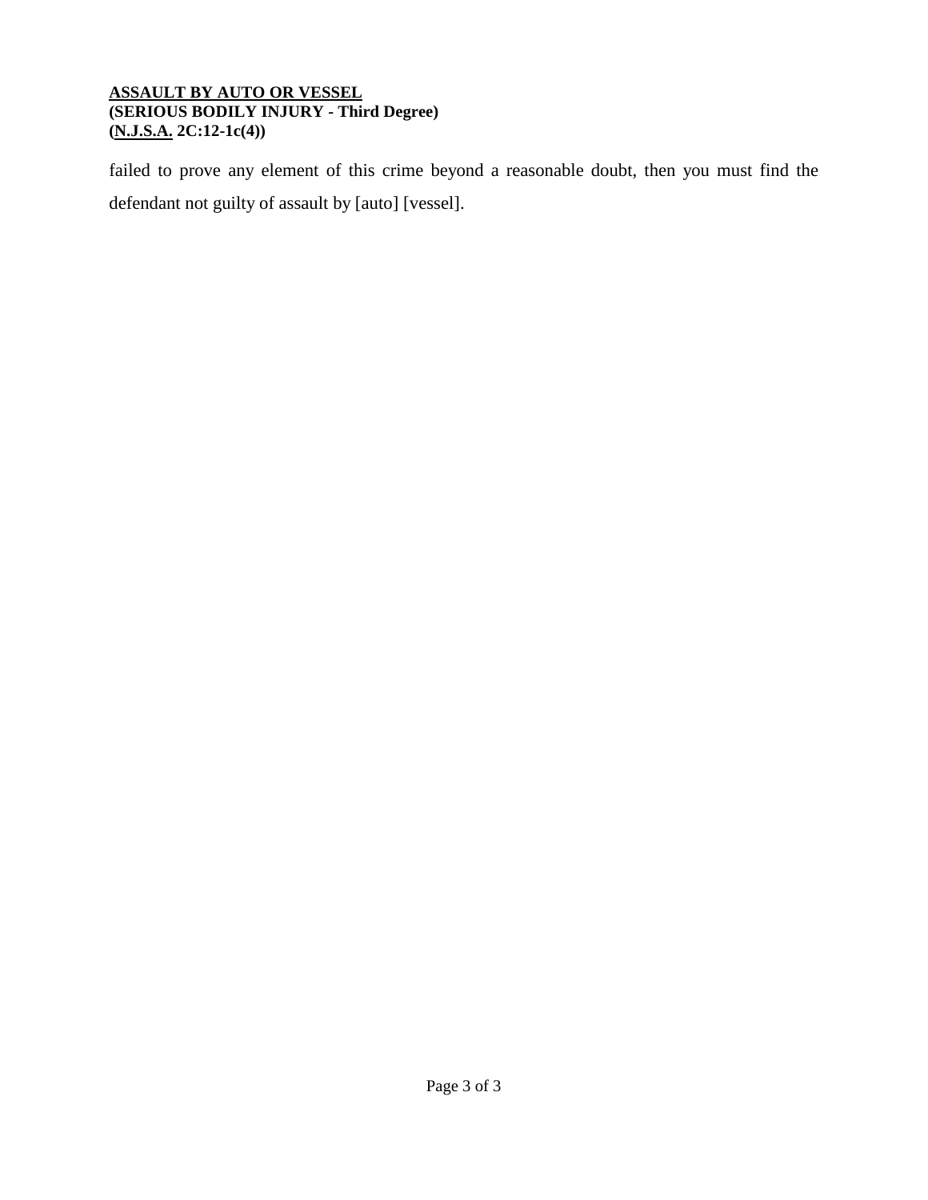failed to prove any element of this crime beyond a reasonable doubt, then you must find the defendant not guilty of assault by [auto] [vessel].